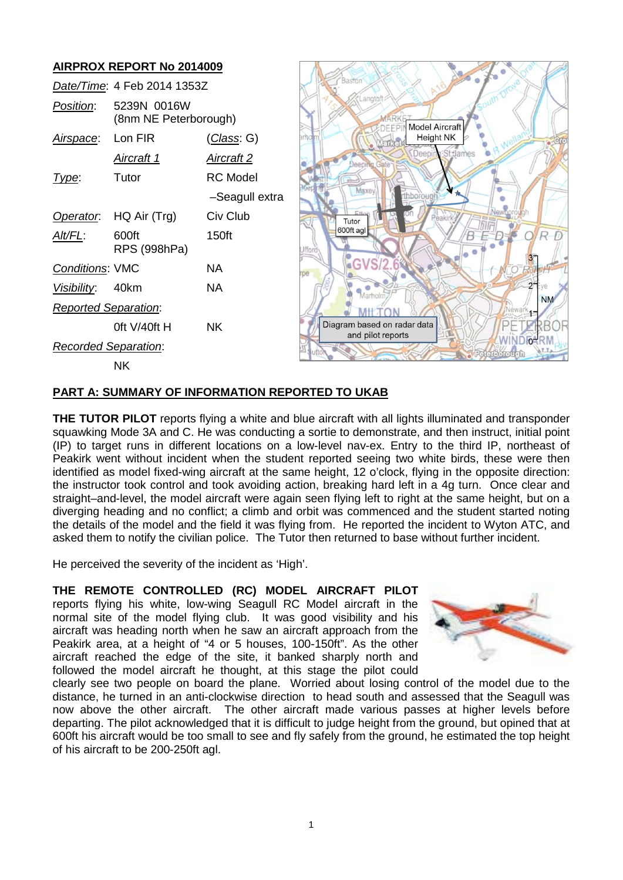## AIRPROX REPORT No 2014009

| | | |
|---|---|---|
| *Date/Time*: | 4 Feb 2014 1353Z | |
| *Position*: | 5239N 0016W (8nm NE Peterborough) | |
| *Airspace*: | Lon FIR | (*Class*: G) |
| | *Aircraft 1* | *Aircraft 2* |
| *Type*: | Tutor | RC Model –Seagull extra |
| *Operator*: | HQ Air (Trg) | Civ Club |
| *Alt/FL*: | 600ft RPS (998hPa) | 150ft |
| *Conditions*: | VMC | NA |
| *Visibility*: | 40km | NA |
| *Reported Separation*: | | |
| | 0ft V/40ft H | NK |
| *Recorded Separation*: | | |
| | NK | |

## PART A: SUMMARY OF INFORMATION REPORTED TO UKAB

**THE TUTOR PILOT** reports flying a white and blue aircraft with all lights illuminated and transponder squawking Mode 3A and C. He was conducting a sortie to demonstrate, and then instruct, initial point (IP) to target runs in different locations on a low-level nav-ex. Entry to the third IP, northeast of Peakirk went without incident when the student reported seeing two white birds, these were then identified as model fixed-wing aircraft at the same height, 12 o'clock, flying in the opposite direction: the instructor took control and took avoiding action, breaking hard left in a 4g turn. Once clear and straight–and-level, the model aircraft were again seen flying left to right at the same height, but on a diverging heading and no conflict; a climb and orbit was commenced and the student started noting the details of the model and the field it was flying from. He reported the incident to Wyton ATC, and asked them to notify the civilian police. The Tutor then returned to base without further incident.

He perceived the severity of the incident as 'High'.

**THE REMOTE CONTROLLED (RC) MODEL AIRCRAFT PILOT** reports flying his white, low-wing Seagull RC Model aircraft in the normal site of the model flying club. It was good visibility and his aircraft was heading north when he saw an aircraft approach from the Peakirk area, at a height of "4 or 5 houses, 100-150ft". As the other aircraft reached the edge of the site, it banked sharply north and followed the model aircraft he thought, at this stage the pilot could clearly see two people on board the plane. Worried about losing control of the model due to the distance, he turned in an anti-clockwise direction to head south and assessed that the Seagull was now above the other aircraft. The other aircraft made various passes at higher levels before departing. The pilot acknowledged that it is difficult to judge height from the ground, but opined that at 600ft his aircraft would be too small to see and fly safely from the ground, he estimated the top height of his aircraft to be 200-250ft agl.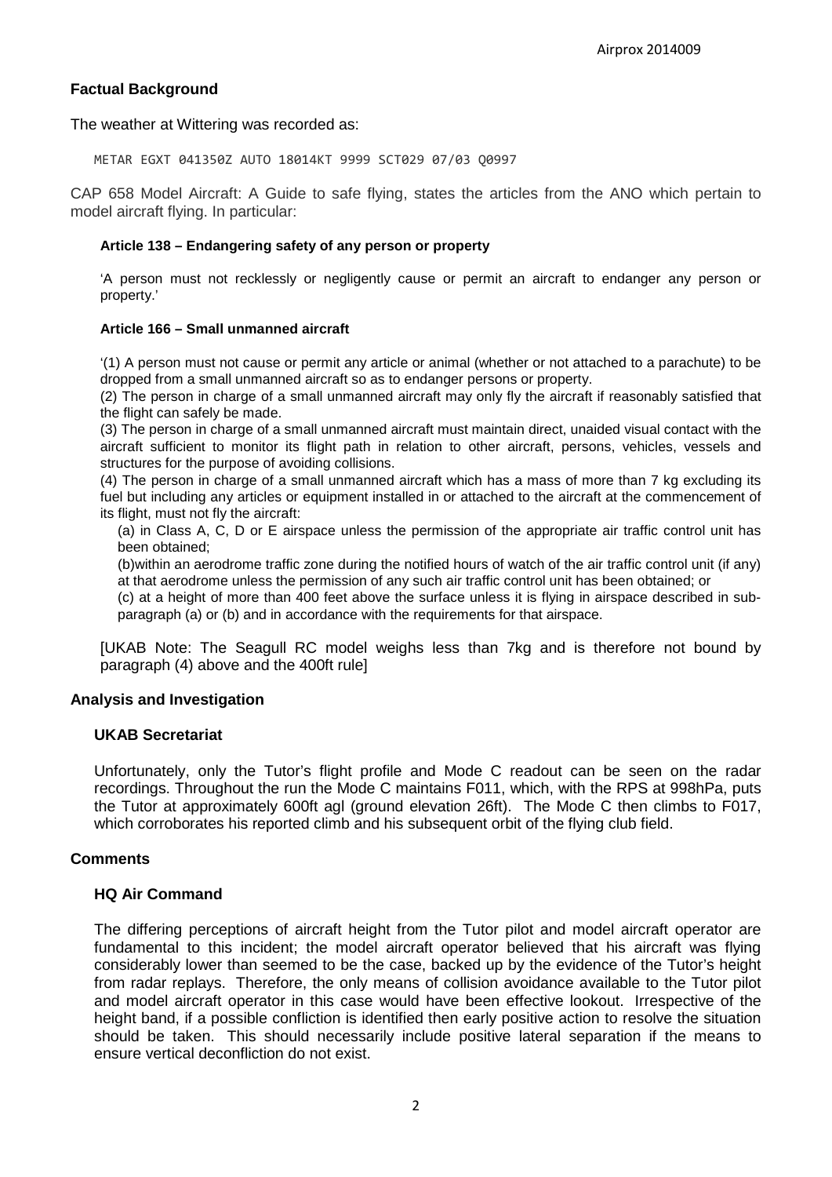## Factual Background

The weather at Wittering was recorded as:

```
METAR EGXT 041350Z AUTO 18014KT 9999 SCT029 07/03 Q0997
```

CAP 658 Model Aircraft: A Guide to safe flying, states the articles from the ANO which pertain to model aircraft flying. In particular:

**Article 138 – Endangering safety of any person or property**

'A person must not recklessly or negligently cause or permit an aircraft to endanger any person or property.'

**Article 166 – Small unmanned aircraft**

'(1) A person must not cause or permit any article or animal (whether or not attached to a parachute) to be dropped from a small unmanned aircraft so as to endanger persons or property.

(2) The person in charge of a small unmanned aircraft may only fly the aircraft if reasonably satisfied that the flight can safely be made.

(3) The person in charge of a small unmanned aircraft must maintain direct, unaided visual contact with the aircraft sufficient to monitor its flight path in relation to other aircraft, persons, vehicles, vessels and structures for the purpose of avoiding collisions.

(4) The person in charge of a small unmanned aircraft which has a mass of more than 7 kg excluding its fuel but including any articles or equipment installed in or attached to the aircraft at the commencement of its flight, must not fly the aircraft:

(a) in Class A, C, D or E airspace unless the permission of the appropriate air traffic control unit has been obtained;

(b)within an aerodrome traffic zone during the notified hours of watch of the air traffic control unit (if any) at that aerodrome unless the permission of any such air traffic control unit has been obtained; or

(c) at a height of more than 400 feet above the surface unless it is flying in airspace described in sub-paragraph (a) or (b) and in accordance with the requirements for that airspace.

[UKAB Note: The Seagull RC model weighs less than 7kg and is therefore not bound by paragraph (4) above and the 400ft rule]

## Analysis and Investigation

### UKAB Secretariat

Unfortunately, only the Tutor's flight profile and Mode C readout can be seen on the radar recordings. Throughout the run the Mode C maintains F011, which, with the RPS at 998hPa, puts the Tutor at approximately 600ft agl (ground elevation 26ft). The Mode C then climbs to F017, which corroborates his reported climb and his subsequent orbit of the flying club field.

## Comments

### HQ Air Command

The differing perceptions of aircraft height from the Tutor pilot and model aircraft operator are fundamental to this incident; the model aircraft operator believed that his aircraft was flying considerably lower than seemed to be the case, backed up by the evidence of the Tutor's height from radar replays. Therefore, the only means of collision avoidance available to the Tutor pilot and model aircraft operator in this case would have been effective lookout. Irrespective of the height band, if a possible confliction is identified then early positive action to resolve the situation should be taken. This should necessarily include positive lateral separation if the means to ensure vertical deconfliction do not exist.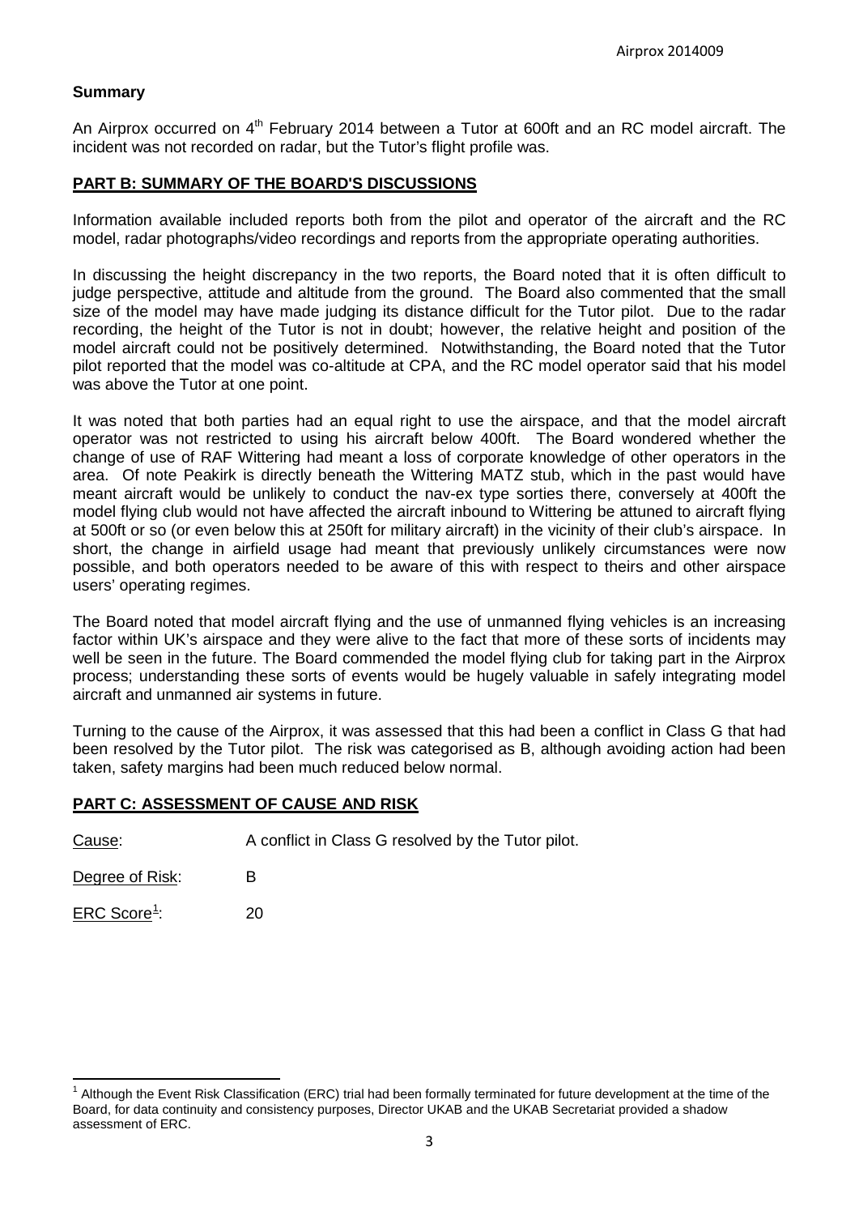**Summary**

An Airprox occurred on 4th February 2014 between a Tutor at 600ft and an RC model aircraft. The incident was not recorded on radar, but the Tutor's flight profile was.

**PART B: SUMMARY OF THE BOARD'S DISCUSSIONS**

Information available included reports both from the pilot and operator of the aircraft and the RC model, radar photographs/video recordings and reports from the appropriate operating authorities.

In discussing the height discrepancy in the two reports, the Board noted that it is often difficult to judge perspective, attitude and altitude from the ground. The Board also commented that the small size of the model may have made judging its distance difficult for the Tutor pilot. Due to the radar recording, the height of the Tutor is not in doubt; however, the relative height and position of the model aircraft could not be positively determined. Notwithstanding, the Board noted that the Tutor pilot reported that the model was co-altitude at CPA, and the RC model operator said that his model was above the Tutor at one point.

It was noted that both parties had an equal right to use the airspace, and that the model aircraft operator was not restricted to using his aircraft below 400ft. The Board wondered whether the change of use of RAF Wittering had meant a loss of corporate knowledge of other operators in the area. Of note Peakirk is directly beneath the Wittering MATZ stub, which in the past would have meant aircraft would be unlikely to conduct the nav-ex type sorties there, conversely at 400ft the model flying club would not have affected the aircraft inbound to Wittering be attuned to aircraft flying at 500ft or so (or even below this at 250ft for military aircraft) in the vicinity of their club's airspace. In short, the change in airfield usage had meant that previously unlikely circumstances were now possible, and both operators needed to be aware of this with respect to theirs and other airspace users' operating regimes.

The Board noted that model aircraft flying and the use of unmanned flying vehicles is an increasing factor within UK's airspace and they were alive to the fact that more of these sorts of incidents may well be seen in the future. The Board commended the model flying club for taking part in the Airprox process; understanding these sorts of events would be hugely valuable in safely integrating model aircraft and unmanned air systems in future.

Turning to the cause of the Airprox, it was assessed that this had been a conflict in Class G that had been resolved by the Tutor pilot. The risk was categorised as B, although avoiding action had been taken, safety margins had been much reduced below normal.

**PART C: ASSESSMENT OF CAUSE AND RISK**

Cause: A conflict in Class G resolved by the Tutor pilot.

Degree of Risk: B

ERC Score[1]: 20

[1] Although the Event Risk Classification (ERC) trial had been formally terminated for future development at the time of the Board, for data continuity and consistency purposes, Director UKAB and the UKAB Secretariat provided a shadow assessment of ERC.